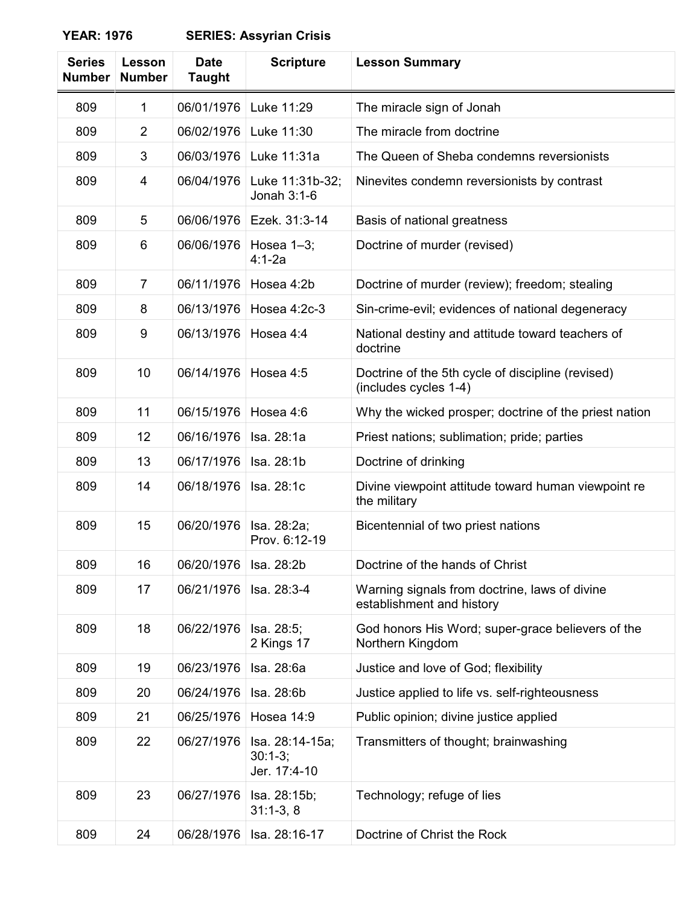**YEAR: 1976** **SERIES: Assyrian Crisis**

| Series Number | Lesson Number | Date Taught | Scripture | Lesson Summary |
|---|---|---|---|---|
| 809 | 1 | 06/01/1976 | Luke 11:29 | The miracle sign of Jonah |
| 809 | 2 | 06/02/1976 | Luke 11:30 | The miracle from doctrine |
| 809 | 3 | 06/03/1976 | Luke 11:31a | The Queen of Sheba condemns reversionists |
| 809 | 4 | 06/04/1976 | Luke 11:31b-32; Jonah 3:1-6 | Ninevites condemn reversionists by contrast |
| 809 | 5 | 06/06/1976 | Ezek. 31:3-14 | Basis of national greatness |
| 809 | 6 | 06/06/1976 | Hosea 1–3; 4:1-2a | Doctrine of murder (revised) |
| 809 | 7 | 06/11/1976 | Hosea 4:2b | Doctrine of murder (review); freedom; stealing |
| 809 | 8 | 06/13/1976 | Hosea 4:2c-3 | Sin-crime-evil; evidences of national degeneracy |
| 809 | 9 | 06/13/1976 | Hosea 4:4 | National destiny and attitude toward teachers of doctrine |
| 809 | 10 | 06/14/1976 | Hosea 4:5 | Doctrine of the 5th cycle of discipline (revised) (includes cycles 1-4) |
| 809 | 11 | 06/15/1976 | Hosea 4:6 | Why the wicked prosper; doctrine of the priest nation |
| 809 | 12 | 06/16/1976 | Isa. 28:1a | Priest nations; sublimation; pride; parties |
| 809 | 13 | 06/17/1976 | Isa. 28:1b | Doctrine of drinking |
| 809 | 14 | 06/18/1976 | Isa. 28:1c | Divine viewpoint attitude toward human viewpoint re the military |
| 809 | 15 | 06/20/1976 | Isa. 28:2a; Prov. 6:12-19 | Bicentennial of two priest nations |
| 809 | 16 | 06/20/1976 | Isa. 28:2b | Doctrine of the hands of Christ |
| 809 | 17 | 06/21/1976 | Isa. 28:3-4 | Warning signals from doctrine, laws of divine establishment and history |
| 809 | 18 | 06/22/1976 | Isa. 28:5; 2 Kings 17 | God honors His Word; super-grace believers of the Northern Kingdom |
| 809 | 19 | 06/23/1976 | Isa. 28:6a | Justice and love of God; flexibility |
| 809 | 20 | 06/24/1976 | Isa. 28:6b | Justice applied to life vs. self-righteousness |
| 809 | 21 | 06/25/1976 | Hosea 14:9 | Public opinion; divine justice applied |
| 809 | 22 | 06/27/1976 | Isa. 28:14-15a; 30:1-3; Jer. 17:4-10 | Transmitters of thought; brainwashing |
| 809 | 23 | 06/27/1976 | Isa. 28:15b; 31:1-3, 8 | Technology; refuge of lies |
| 809 | 24 | 06/28/1976 | Isa. 28:16-17 | Doctrine of Christ the Rock |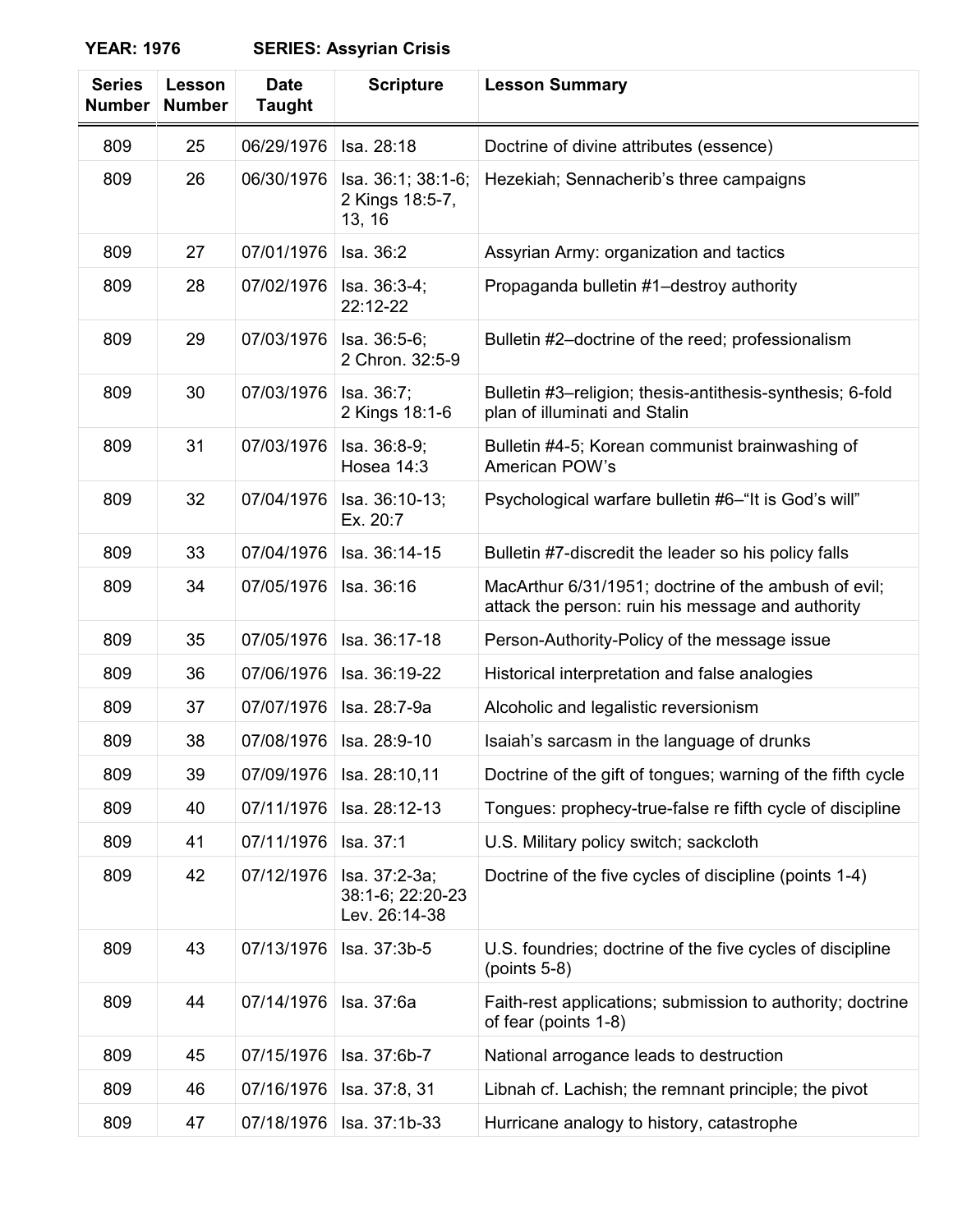**YEAR: 1976** **SERIES: Assyrian Crisis**

| Series Number | Lesson Number | Date Taught | Scripture | Lesson Summary |
|---|---|---|---|---|
| 809 | 25 | 06/29/1976 | Isa. 28:18 | Doctrine of divine attributes (essence) |
| 809 | 26 | 06/30/1976 | Isa. 36:1; 38:1-6; 2 Kings 18:5-7, 13, 16 | Hezekiah; Sennacherib's three campaigns |
| 809 | 27 | 07/01/1976 | Isa. 36:2 | Assyrian Army: organization and tactics |
| 809 | 28 | 07/02/1976 | Isa. 36:3-4; 22:12-22 | Propaganda bulletin #1–destroy authority |
| 809 | 29 | 07/03/1976 | Isa. 36:5-6; 2 Chron. 32:5-9 | Bulletin #2–doctrine of the reed; professionalism |
| 809 | 30 | 07/03/1976 | Isa. 36:7; 2 Kings 18:1-6 | Bulletin #3–religion; thesis-antithesis-synthesis; 6-fold plan of illuminati and Stalin |
| 809 | 31 | 07/03/1976 | Isa. 36:8-9; Hosea 14:3 | Bulletin #4-5; Korean communist brainwashing of American POW's |
| 809 | 32 | 07/04/1976 | Isa. 36:10-13; Ex. 20:7 | Psychological warfare bulletin #6–"It is God's will" |
| 809 | 33 | 07/04/1976 | Isa. 36:14-15 | Bulletin #7-discredit the leader so his policy falls |
| 809 | 34 | 07/05/1976 | Isa. 36:16 | MacArthur 6/31/1951; doctrine of the ambush of evil; attack the person: ruin his message and authority |
| 809 | 35 | 07/05/1976 | Isa. 36:17-18 | Person-Authority-Policy of the message issue |
| 809 | 36 | 07/06/1976 | Isa. 36:19-22 | Historical interpretation and false analogies |
| 809 | 37 | 07/07/1976 | Isa. 28:7-9a | Alcoholic and legalistic reversionism |
| 809 | 38 | 07/08/1976 | Isa. 28:9-10 | Isaiah's sarcasm in the language of drunks |
| 809 | 39 | 07/09/1976 | Isa. 28:10,11 | Doctrine of the gift of tongues; warning of the fifth cycle |
| 809 | 40 | 07/11/1976 | Isa. 28:12-13 | Tongues: prophecy-true-false re fifth cycle of discipline |
| 809 | 41 | 07/11/1976 | Isa. 37:1 | U.S. Military policy switch; sackcloth |
| 809 | 42 | 07/12/1976 | Isa. 37:2-3a; 38:1-6; 22:20-23 Lev. 26:14-38 | Doctrine of the five cycles of discipline (points 1-4) |
| 809 | 43 | 07/13/1976 | Isa. 37:3b-5 | U.S. foundries; doctrine of the five cycles of discipline (points 5-8) |
| 809 | 44 | 07/14/1976 | Isa. 37:6a | Faith-rest applications; submission to authority; doctrine of fear (points 1-8) |
| 809 | 45 | 07/15/1976 | Isa. 37:6b-7 | National arrogance leads to destruction |
| 809 | 46 | 07/16/1976 | Isa. 37:8, 31 | Libnah cf. Lachish; the remnant principle; the pivot |
| 809 | 47 | 07/18/1976 | Isa. 37:1b-33 | Hurricane analogy to history, catastrophe |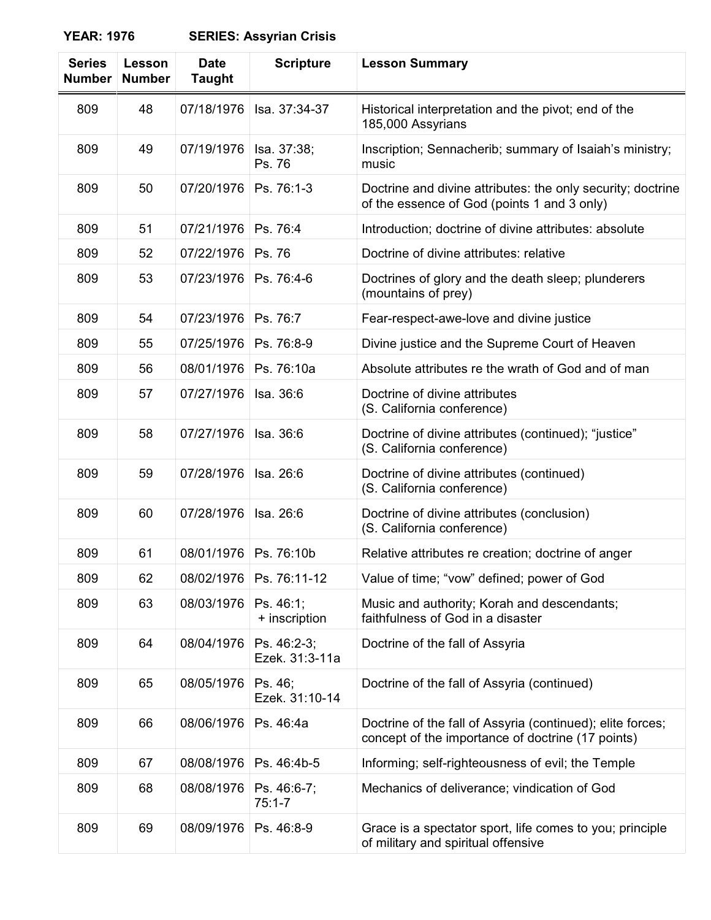**YEAR: 1976 SERIES: Assyrian Crisis**

| Series Number | Lesson Number | Date Taught | Scripture | Lesson Summary |
|---|---|---|---|---|
| 809 | 48 | 07/18/1976 | Isa. 37:34-37 | Historical interpretation and the pivot; end of the 185,000 Assyrians |
| 809 | 49 | 07/19/1976 | Isa. 37:38; Ps. 76 | Inscription; Sennacherib; summary of Isaiah's ministry; music |
| 809 | 50 | 07/20/1976 | Ps. 76:1-3 | Doctrine and divine attributes: the only security; doctrine of the essence of God (points 1 and 3 only) |
| 809 | 51 | 07/21/1976 | Ps. 76:4 | Introduction; doctrine of divine attributes: absolute |
| 809 | 52 | 07/22/1976 | Ps. 76 | Doctrine of divine attributes: relative |
| 809 | 53 | 07/23/1976 | Ps. 76:4-6 | Doctrines of glory and the death sleep; plunderers (mountains of prey) |
| 809 | 54 | 07/23/1976 | Ps. 76:7 | Fear-respect-awe-love and divine justice |
| 809 | 55 | 07/25/1976 | Ps. 76:8-9 | Divine justice and the Supreme Court of Heaven |
| 809 | 56 | 08/01/1976 | Ps. 76:10a | Absolute attributes re the wrath of God and of man |
| 809 | 57 | 07/27/1976 | Isa. 36:6 | Doctrine of divine attributes (S. California conference) |
| 809 | 58 | 07/27/1976 | Isa. 36:6 | Doctrine of divine attributes (continued); "justice" (S. California conference) |
| 809 | 59 | 07/28/1976 | Isa. 26:6 | Doctrine of divine attributes (continued) (S. California conference) |
| 809 | 60 | 07/28/1976 | Isa. 26:6 | Doctrine of divine attributes (conclusion) (S. California conference) |
| 809 | 61 | 08/01/1976 | Ps. 76:10b | Relative attributes re creation; doctrine of anger |
| 809 | 62 | 08/02/1976 | Ps. 76:11-12 | Value of time; "vow" defined; power of God |
| 809 | 63 | 08/03/1976 | Ps. 46:1; + inscription | Music and authority; Korah and descendants; faithfulness of God in a disaster |
| 809 | 64 | 08/04/1976 | Ps. 46:2-3; Ezek. 31:3-11a | Doctrine of the fall of Assyria |
| 809 | 65 | 08/05/1976 | Ps. 46; Ezek. 31:10-14 | Doctrine of the fall of Assyria (continued) |
| 809 | 66 | 08/06/1976 | Ps. 46:4a | Doctrine of the fall of Assyria (continued); elite forces; concept of the importance of doctrine (17 points) |
| 809 | 67 | 08/08/1976 | Ps. 46:4b-5 | Informing; self-righteousness of evil; the Temple |
| 809 | 68 | 08/08/1976 | Ps. 46:6-7; 75:1-7 | Mechanics of deliverance; vindication of God |
| 809 | 69 | 08/09/1976 | Ps. 46:8-9 | Grace is a spectator sport, life comes to you; principle of military and spiritual offensive |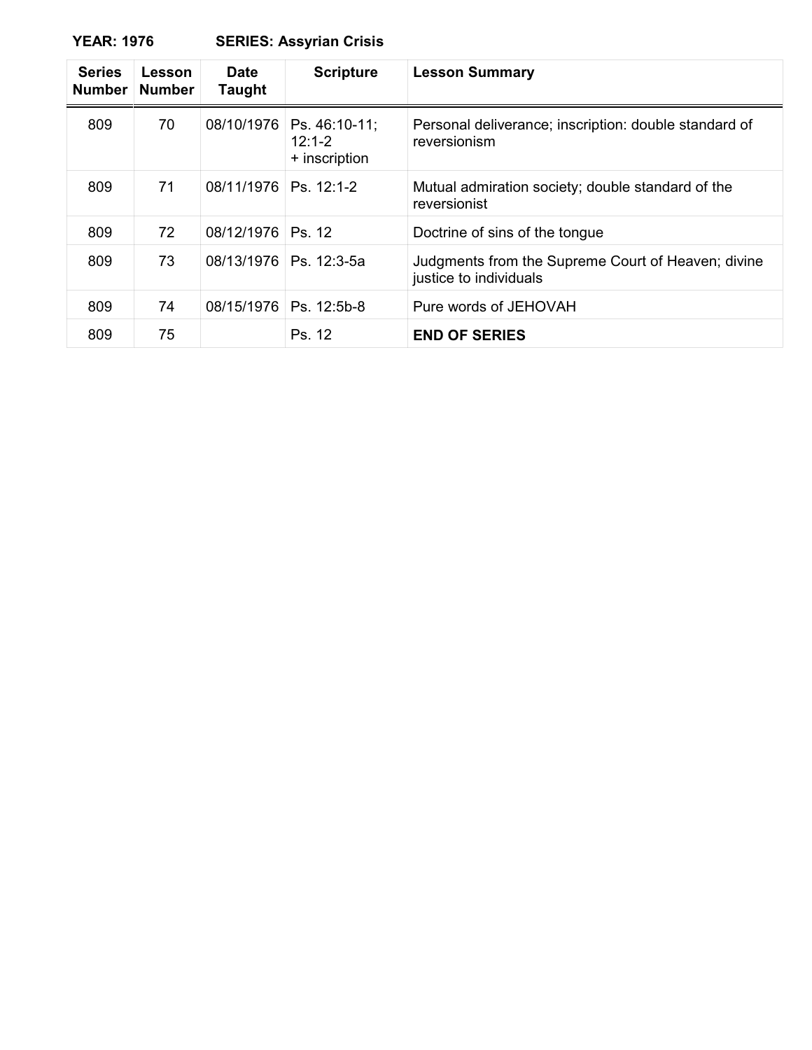**YEAR: 1976 SERIES: Assyrian Crisis**

| Series Number | Lesson Number | Date Taught | Scripture | Lesson Summary |
|---|---|---|---|---|
| 809 | 70 | 08/10/1976 | Ps. 46:10-11; 12:1-2 + inscription | Personal deliverance; inscription: double standard of reversionism |
| 809 | 71 | 08/11/1976 | Ps. 12:1-2 | Mutual admiration society; double standard of the reversionist |
| 809 | 72 | 08/12/1976 | Ps. 12 | Doctrine of sins of the tongue |
| 809 | 73 | 08/13/1976 | Ps. 12:3-5a | Judgments from the Supreme Court of Heaven; divine justice to individuals |
| 809 | 74 | 08/15/1976 | Ps. 12:5b-8 | Pure words of JEHOVAH |
| 809 | 75 | | Ps. 12 | **END OF SERIES** |